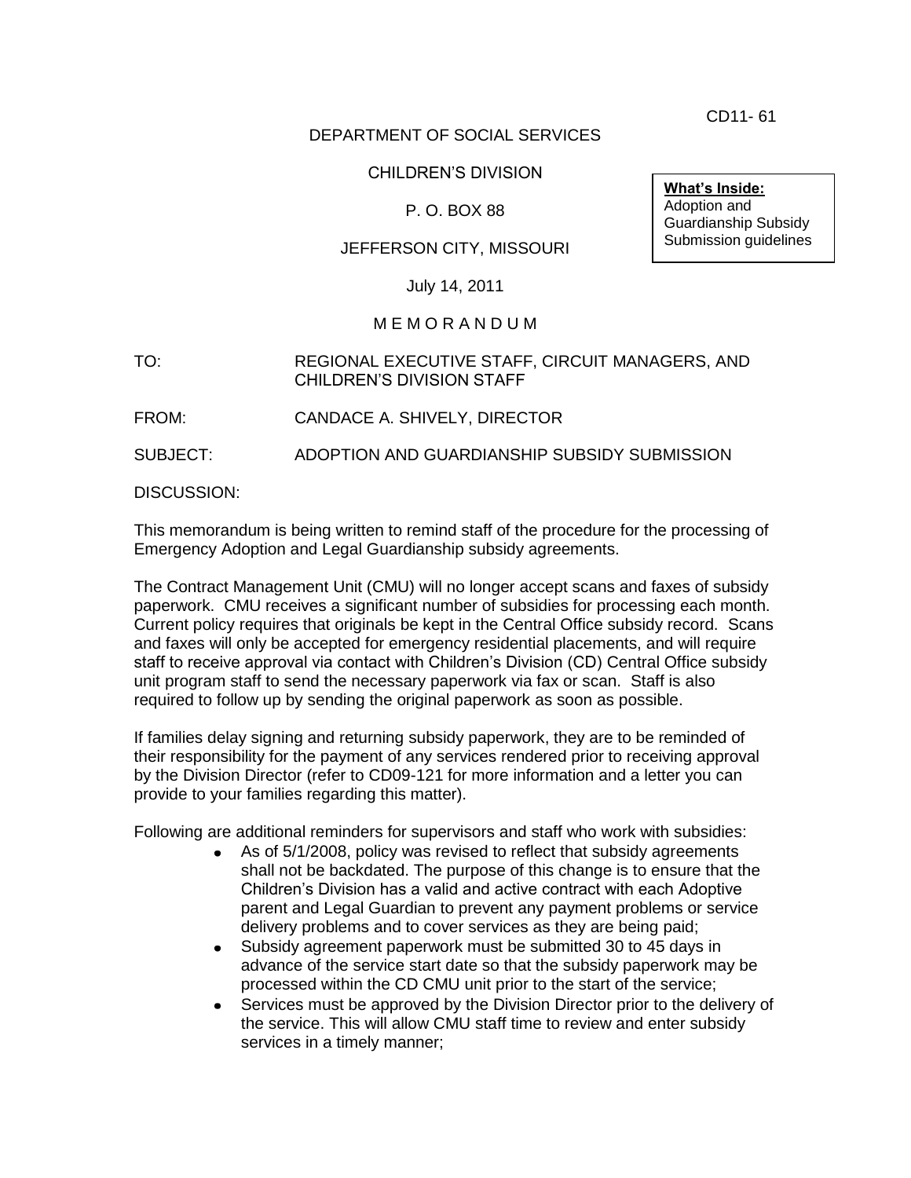CD11- 61

DEPARTMENT OF SOCIAL SERVICES

CHILDREN'S DIVISION

P. O. BOX 88

JEFFERSON CITY, MISSOURI

July 14, 2011

**What's Inside:**
Adoption and Guardianship Subsidy Submission guidelines

M E M O R A N D U M

TO: REGIONAL EXECUTIVE STAFF, CIRCUIT MANAGERS, AND CHILDREN'S DIVISION STAFF

FROM: CANDACE A. SHIVELY, DIRECTOR

SUBJECT: ADOPTION AND GUARDIANSHIP SUBSIDY SUBMISSION

DISCUSSION:

This memorandum is being written to remind staff of the procedure for the processing of Emergency Adoption and Legal Guardianship subsidy agreements.

The Contract Management Unit (CMU) will no longer accept scans and faxes of subsidy paperwork. CMU receives a significant number of subsidies for processing each month. Current policy requires that originals be kept in the Central Office subsidy record. Scans and faxes will only be accepted for emergency residential placements, and will require staff to receive approval via contact with Children's Division (CD) Central Office subsidy unit program staff to send the necessary paperwork via fax or scan. Staff is also required to follow up by sending the original paperwork as soon as possible.

If families delay signing and returning subsidy paperwork, they are to be reminded of their responsibility for the payment of any services rendered prior to receiving approval by the Division Director (refer to CD09-121 for more information and a letter you can provide to your families regarding this matter).

Following are additional reminders for supervisors and staff who work with subsidies:

- As of 5/1/2008, policy was revised to reflect that subsidy agreements shall not be backdated. The purpose of this change is to ensure that the Children's Division has a valid and active contract with each Adoptive parent and Legal Guardian to prevent any payment problems or service delivery problems and to cover services as they are being paid;
- Subsidy agreement paperwork must be submitted 30 to 45 days in advance of the service start date so that the subsidy paperwork may be processed within the CD CMU unit prior to the start of the service;
- Services must be approved by the Division Director prior to the delivery of the service. This will allow CMU staff time to review and enter subsidy services in a timely manner;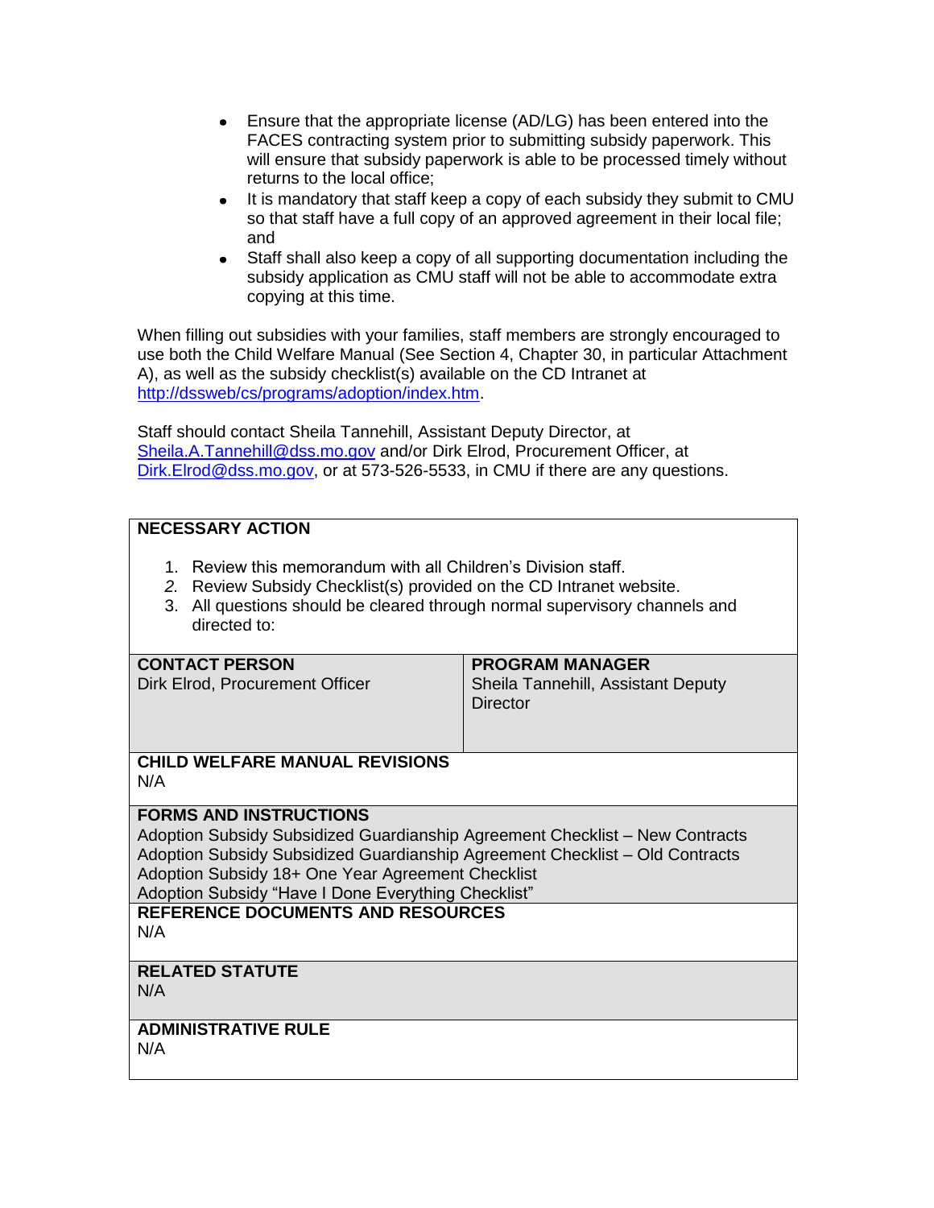- Ensure that the appropriate license (AD/LG) has been entered into the FACES contracting system prior to submitting subsidy paperwork. This will ensure that subsidy paperwork is able to be processed timely without returns to the local office;
- It is mandatory that staff keep a copy of each subsidy they submit to CMU so that staff have a full copy of an approved agreement in their local file; and
- Staff shall also keep a copy of all supporting documentation including the subsidy application as CMU staff will not be able to accommodate extra copying at this time.

When filling out subsidies with your families, staff members are strongly encouraged to use both the Child Welfare Manual (See Section 4, Chapter 30, in particular Attachment A), as well as the subsidy checklist(s) available on the CD Intranet at http://dssweb/cs/programs/adoption/index.htm.

Staff should contact Sheila Tannehill, Assistant Deputy Director, at Sheila.A.Tannehill@dss.mo.gov and/or Dirk Elrod, Procurement Officer, at Dirk.Elrod@dss.mo.gov, or at 573-526-5533, in CMU if there are any questions.

**NECESSARY ACTION**

1. Review this memorandum with all Children's Division staff.
2. Review Subsidy Checklist(s) provided on the CD Intranet website.
3. All questions should be cleared through normal supervisory channels and directed to:

| **CONTACT PERSON** | **PROGRAM MANAGER** |
|---|---|
| Dirk Elrod, Procurement Officer | Sheila Tannehill, Assistant Deputy Director |

**CHILD WELFARE MANUAL REVISIONS**
N/A

**FORMS AND INSTRUCTIONS**
Adoption Subsidy Subsidized Guardianship Agreement Checklist – New Contracts
Adoption Subsidy Subsidized Guardianship Agreement Checklist – Old Contracts
Adoption Subsidy 18+ One Year Agreement Checklist
Adoption Subsidy "Have I Done Everything Checklist"

**REFERENCE DOCUMENTS AND RESOURCES**
N/A

**RELATED STATUTE**
N/A

**ADMINISTRATIVE RULE**
N/A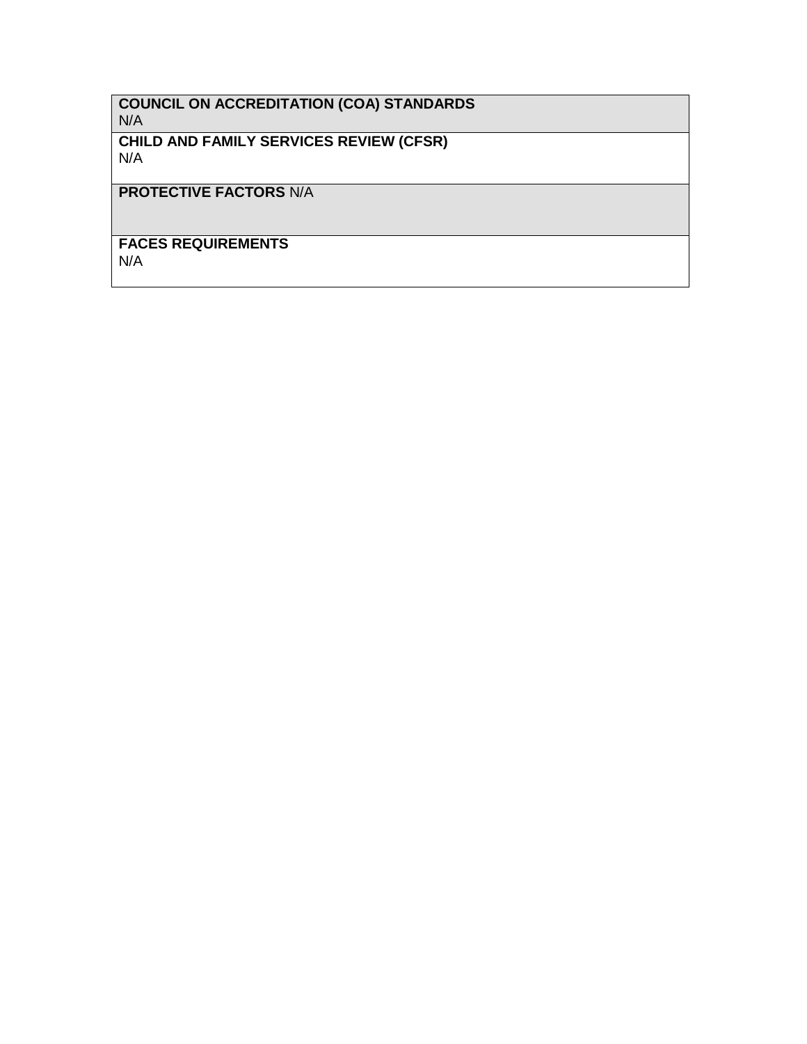**COUNCIL ON ACCREDITATION (COA) STANDARDS**
N/A

**CHILD AND FAMILY SERVICES REVIEW (CFSR)**
N/A

**PROTECTIVE FACTORS** N/A

**FACES REQUIREMENTS**
N/A